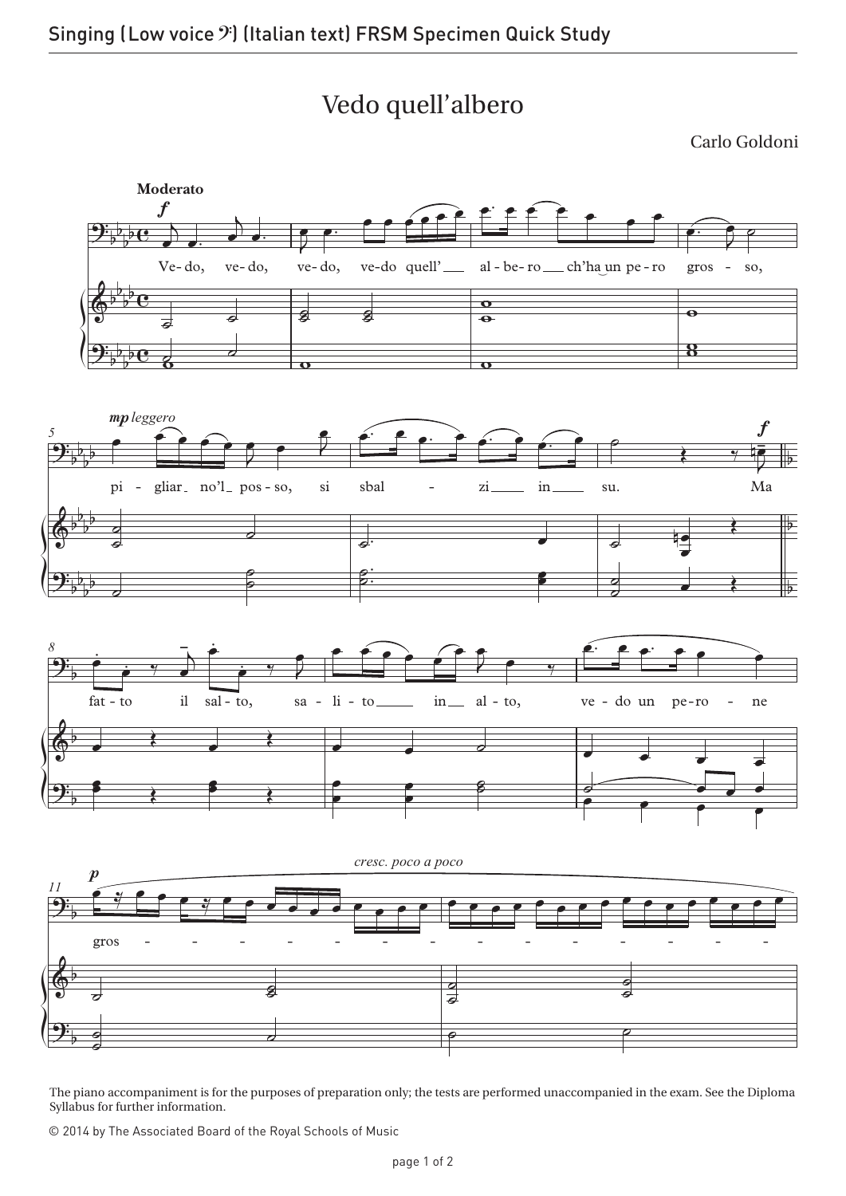# Vedo quell'albero

Carlo Goldoni

**Moderato**

*f*

Ve-do, ve-do, ve-do, ve-do quell' al-be-ro ch'ha un pe-ro gros-so,

*mp leggero*

pi-gliar no'l pos-so, si sbal-zi in su. Ma

fat-to il sal-to, sa-li-to in al-to, ve-do un pe-ro-ne

*p* *cresc. poco a poco*

gros - - - - - - - - - - - - - - -

The piano accompaniment is for the purposes of preparation only; the tests are performed unaccompanied in the exam. See the Diploma Syllabus for further information.

© 2014 by The Associated Board of the Royal Schools of Music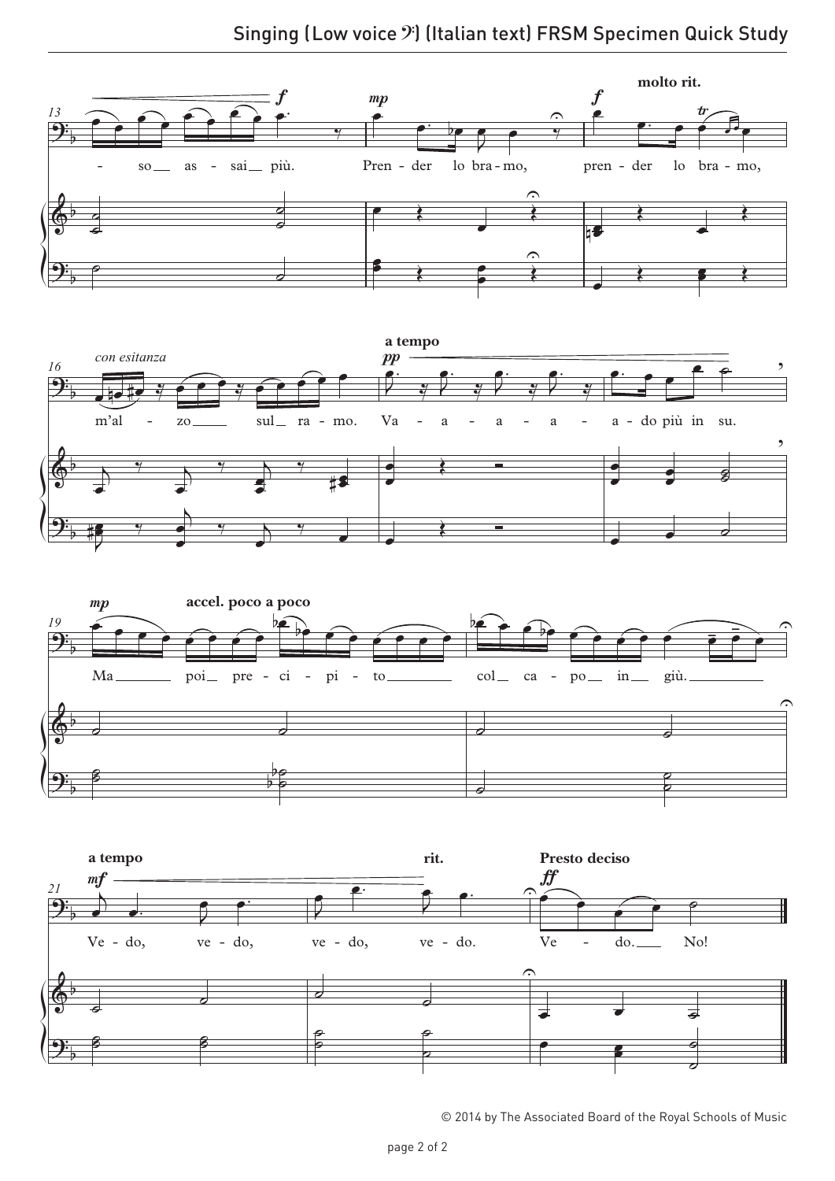© 2014 by The Associated Board of the Royal Schools of Music